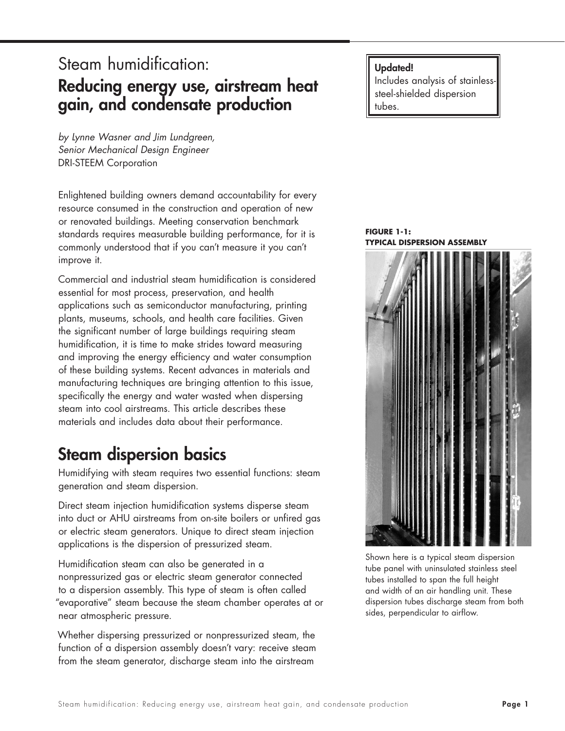# Steam humidification:
## Reducing energy use, airstream heat gain, and condensate production

*by Lynne Wasner and Jim Lundgreen,*
*Senior Mechanical Design Engineer*
DRI-STEEM Corporation

**Updated!**
Includes analysis of stainless-steel-shielded dispersion tubes.

Enlightened building owners demand accountability for every resource consumed in the construction and operation of new or renovated buildings. Meeting conservation benchmark standards requires measurable building performance, for it is commonly understood that if you can't measure it you can't improve it.

Commercial and industrial steam humidification is considered essential for most process, preservation, and health applications such as semiconductor manufacturing, printing plants, museums, schools, and health care facilities. Given the significant number of large buildings requiring steam humidification, it is time to make strides toward measuring and improving the energy efficiency and water consumption of these building systems. Recent advances in materials and manufacturing techniques are bringing attention to this issue, specifically the energy and water wasted when dispersing steam into cool airstreams. This article describes these materials and includes data about their performance.

**FIGURE 1-1: TYPICAL DISPERSION ASSEMBLY**

Shown here is a typical steam dispersion tube panel with uninsulated stainless steel tubes installed to span the full height and width of an air handling unit. These dispersion tubes discharge steam from both sides, perpendicular to airflow.

## Steam dispersion basics

Humidifying with steam requires two essential functions: steam generation and steam dispersion.

Direct steam injection humidification systems disperse steam into duct or AHU airstreams from on-site boilers or unfired gas or electric steam generators. Unique to direct steam injection applications is the dispersion of pressurized steam.

Humidification steam can also be generated in a nonpressurized gas or electric steam generator connected to a dispersion assembly. This type of steam is often called "evaporative" steam because the steam chamber operates at or near atmospheric pressure.

Whether dispersing pressurized or nonpressurized steam, the function of a dispersion assembly doesn't vary: receive steam from the steam generator, discharge steam into the airstream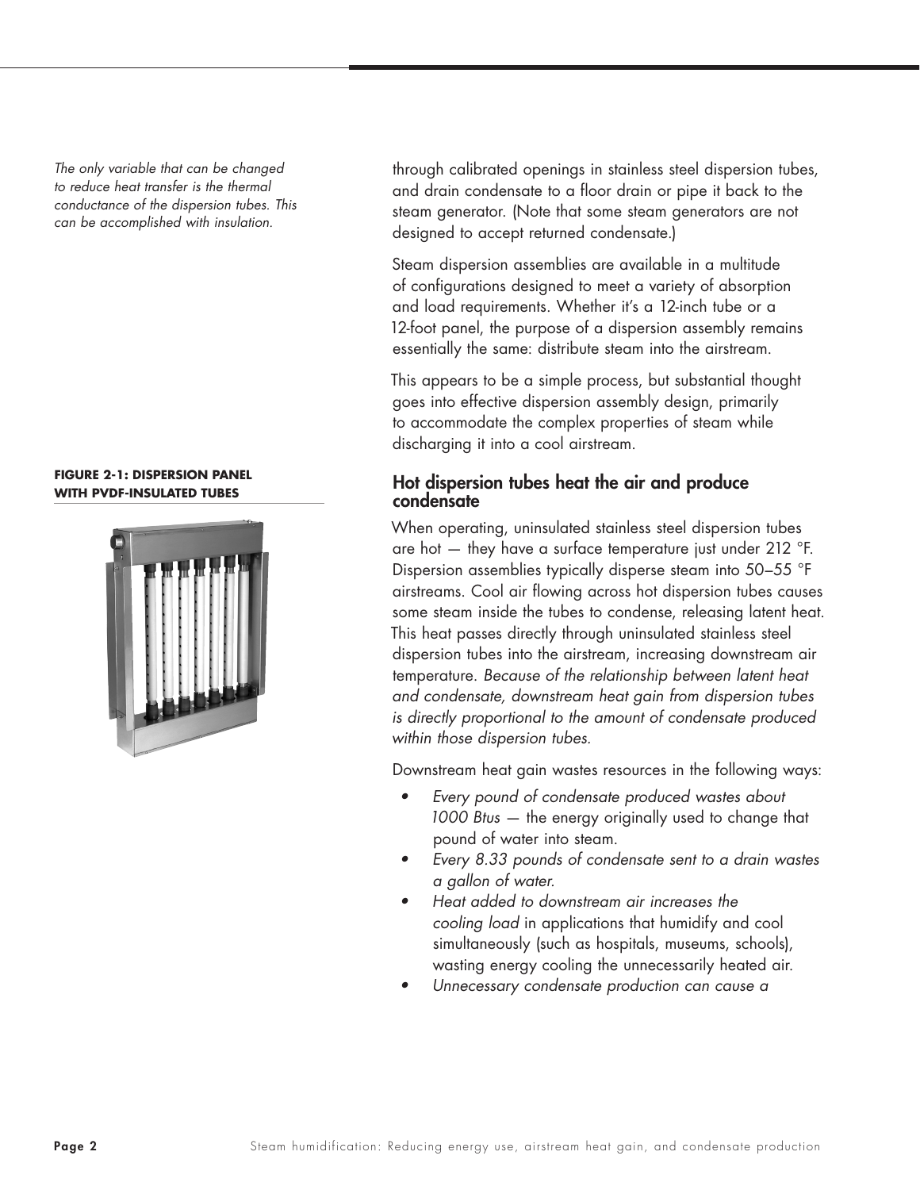*The only variable that can be changed to reduce heat transfer is the thermal conductance of the dispersion tubes. This can be accomplished with insulation.*

**FIGURE 2-1: DISPERSION PANEL WITH PVDF-INSULATED TUBES**

through calibrated openings in stainless steel dispersion tubes, and drain condensate to a floor drain or pipe it back to the steam generator. (Note that some steam generators are not designed to accept returned condensate.)

Steam dispersion assemblies are available in a multitude of configurations designed to meet a variety of absorption and load requirements. Whether it's a 12-inch tube or a 12-foot panel, the purpose of a dispersion assembly remains essentially the same: distribute steam into the airstream.

This appears to be a simple process, but substantial thought goes into effective dispersion assembly design, primarily to accommodate the complex properties of steam while discharging it into a cool airstream.

## Hot dispersion tubes heat the air and produce condensate

When operating, uninsulated stainless steel dispersion tubes are hot — they have a surface temperature just under 212 °F. Dispersion assemblies typically disperse steam into 50–55 °F airstreams. Cool air flowing across hot dispersion tubes causes some steam inside the tubes to condense, releasing latent heat. This heat passes directly through uninsulated stainless steel dispersion tubes into the airstream, increasing downstream air temperature. *Because of the relationship between latent heat and condensate, downstream heat gain from dispersion tubes is directly proportional to the amount of condensate produced within those dispersion tubes.*

Downstream heat gain wastes resources in the following ways:

- *Every pound of condensate produced wastes about 1000 Btus* — the energy originally used to change that pound of water into steam.
- *Every 8.33 pounds of condensate sent to a drain wastes a gallon of water.*
- *Heat added to downstream air increases the cooling load* in applications that humidify and cool simultaneously (such as hospitals, museums, schools), wasting energy cooling the unnecessarily heated air.
- *Unnecessary condensate production can cause a*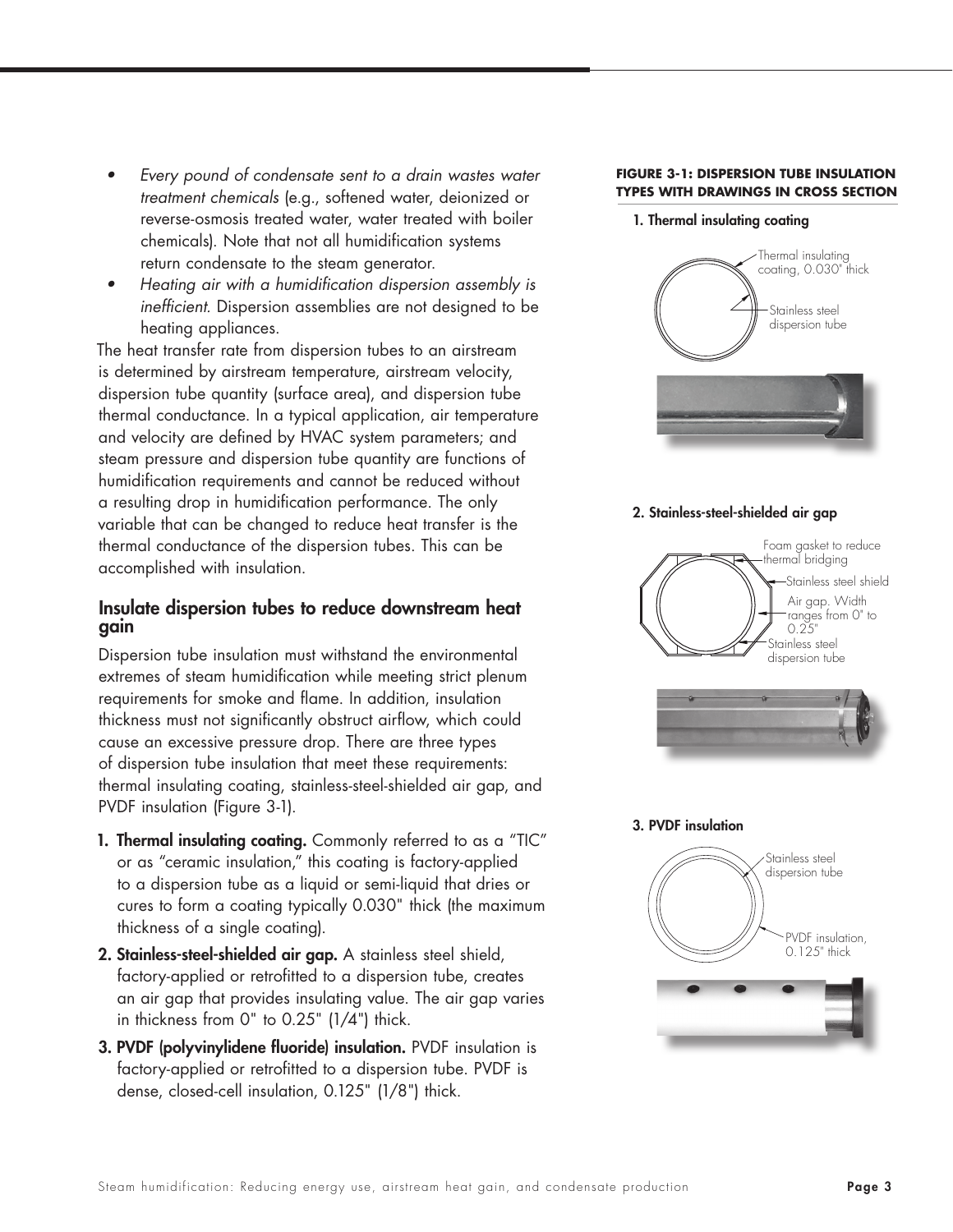- *Every pound of condensate sent to a drain wastes water treatment chemicals* (e.g., softened water, deionized or reverse-osmosis treated water, water treated with boiler chemicals). Note that not all humidification systems return condensate to the steam generator.
- *Heating air with a humidification dispersion assembly is inefficient.* Dispersion assemblies are not designed to be heating appliances.

The heat transfer rate from dispersion tubes to an airstream is determined by airstream temperature, airstream velocity, dispersion tube quantity (surface area), and dispersion tube thermal conductance. In a typical application, air temperature and velocity are defined by HVAC system parameters; and steam pressure and dispersion tube quantity are functions of humidification requirements and cannot be reduced without a resulting drop in humidification performance. The only variable that can be changed to reduce heat transfer is the thermal conductance of the dispersion tubes. This can be accomplished with insulation.

## Insulate dispersion tubes to reduce downstream heat gain

Dispersion tube insulation must withstand the environmental extremes of steam humidification while meeting strict plenum requirements for smoke and flame. In addition, insulation thickness must not significantly obstruct airflow, which could cause an excessive pressure drop. There are three types of dispersion tube insulation that meet these requirements: thermal insulating coating, stainless-steel-shielded air gap, and PVDF insulation (Figure 3-1).

1. **Thermal insulating coating.** Commonly referred to as a "TIC" or as "ceramic insulation," this coating is factory-applied to a dispersion tube as a liquid or semi-liquid that dries or cures to form a coating typically 0.030" thick (the maximum thickness of a single coating).
2. **Stainless-steel-shielded air gap.** A stainless steel shield, factory-applied or retrofitted to a dispersion tube, creates an air gap that provides insulating value. The air gap varies in thickness from 0" to 0.25" (1/4") thick.
3. **PVDF (polyvinylidene fluoride) insulation.** PVDF insulation is factory-applied or retrofitted to a dispersion tube. PVDF is dense, closed-cell insulation, 0.125" (1/8") thick.

**FIGURE 3-1: DISPERSION TUBE INSULATION TYPES WITH DRAWINGS IN CROSS SECTION**

**1. Thermal insulating coating**

Thermal insulating coating, 0.030" thick

Stainless steel dispersion tube

**2. Stainless-steel-shielded air gap**

Foam gasket to reduce thermal bridging

Stainless steel shield

Air gap. Width ranges from 0" to 0.25"

Stainless steel dispersion tube

**3. PVDF insulation**

Stainless steel dispersion tube

PVDF insulation, 0.125" thick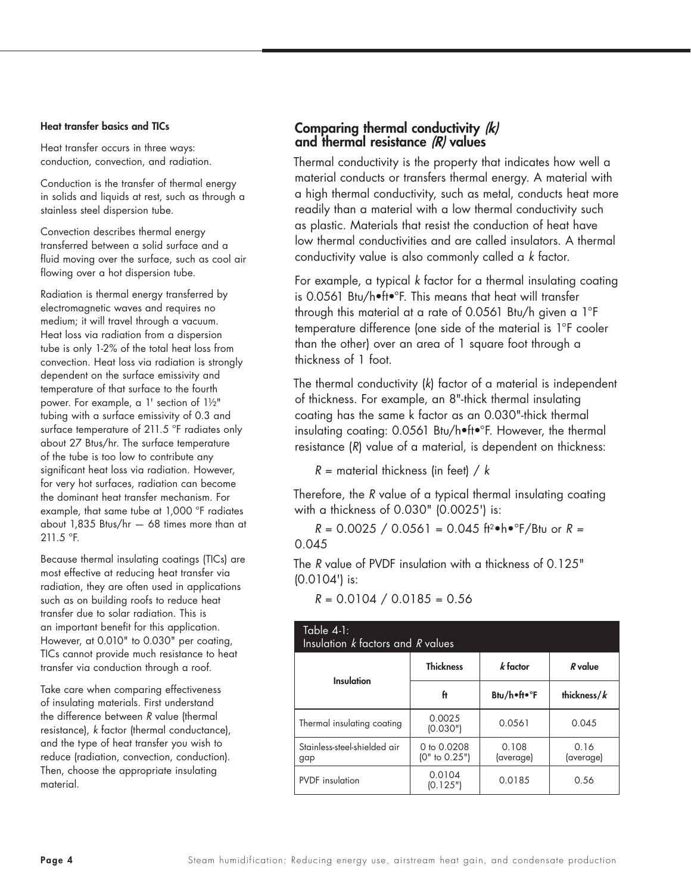### Heat transfer basics and TICs

Heat transfer occurs in three ways: conduction, convection, and radiation.

Conduction is the transfer of thermal energy in solids and liquids at rest, such as through a stainless steel dispersion tube.

Convection describes thermal energy transferred between a solid surface and a fluid moving over the surface, such as cool air flowing over a hot dispersion tube.

Radiation is thermal energy transferred by electromagnetic waves and requires no medium; it will travel through a vacuum. Heat loss via radiation from a dispersion tube is only 1-2% of the total heat loss from convection. Heat loss via radiation is strongly dependent on the surface emissivity and temperature of that surface to the fourth power. For example, a 1' section of 1½" tubing with a surface emissivity of 0.3 and surface temperature of 211.5 °F radiates only about 27 Btus/hr. The surface temperature of the tube is too low to contribute any significant heat loss via radiation. However, for very hot surfaces, radiation can become the dominant heat transfer mechanism. For example, that same tube at 1,000 °F radiates about 1,835 Btus/hr — 68 times more than at 211.5 °F.

Because thermal insulating coatings (TICs) are most effective at reducing heat transfer via radiation, they are often used in applications such as on building roofs to reduce heat transfer due to solar radiation. This is an important benefit for this application. However, at 0.010" to 0.030" per coating, TICs cannot provide much resistance to heat transfer via conduction through a roof.

Take care when comparing effectiveness of insulating materials. First understand the difference between *R* value (thermal resistance), *k* factor (thermal conductance), and the type of heat transfer you wish to reduce (radiation, convection, conduction). Then, choose the appropriate insulating material.

## Comparing thermal conductivity *(k)* and thermal resistance *(R)* values

Thermal conductivity is the property that indicates how well a material conducts or transfers thermal energy. A material with a high thermal conductivity, such as metal, conducts heat more readily than a material with a low thermal conductivity such as plastic. Materials that resist the conduction of heat have low thermal conductivities and are called insulators. A thermal conductivity value is also commonly called a *k* factor.

For example, a typical *k* factor for a thermal insulating coating is 0.0561 Btu/h•ft•°F. This means that heat will transfer through this material at a rate of 0.0561 Btu/h given a 1°F temperature difference (one side of the material is 1°F cooler than the other) over an area of 1 square foot through a thickness of 1 foot.

The thermal conductivity (*k*) factor of a material is independent of thickness. For example, an 8"-thick thermal insulating coating has the same k factor as an 0.030"-thick thermal insulating coating: 0.0561 Btu/h•ft•°F. However, the thermal resistance (*R*) value of a material, is dependent on thickness:

$R$ = material thickness (in feet) / $k$

Therefore, the *R* value of a typical thermal insulating coating with a thickness of 0.030" (0.0025') is:

$R = 0.0025 / 0.0561 = 0.045$ ft²•h•°F/Btu or $R = 0.045$

The *R* value of PVDF insulation with a thickness of 0.125" (0.0104') is:

$R = 0.0104 / 0.0185 = 0.56$

Table 4-1: Insulation *k* factors and *R* values

| Insulation | Thickness | *k* factor | *R* value |
|---|---|---|---|
| | ft | Btu/h•ft•°F | thickness/*k* |
| Thermal insulating coating | 0.0025 (0.030") | 0.0561 | 0.045 |
| Stainless-steel-shielded air gap | 0 to 0.0208 (0" to 0.25") | 0.108 (average) | 0.16 (average) |
| PVDF insulation | 0.0104 (0.125") | 0.0185 | 0.56 |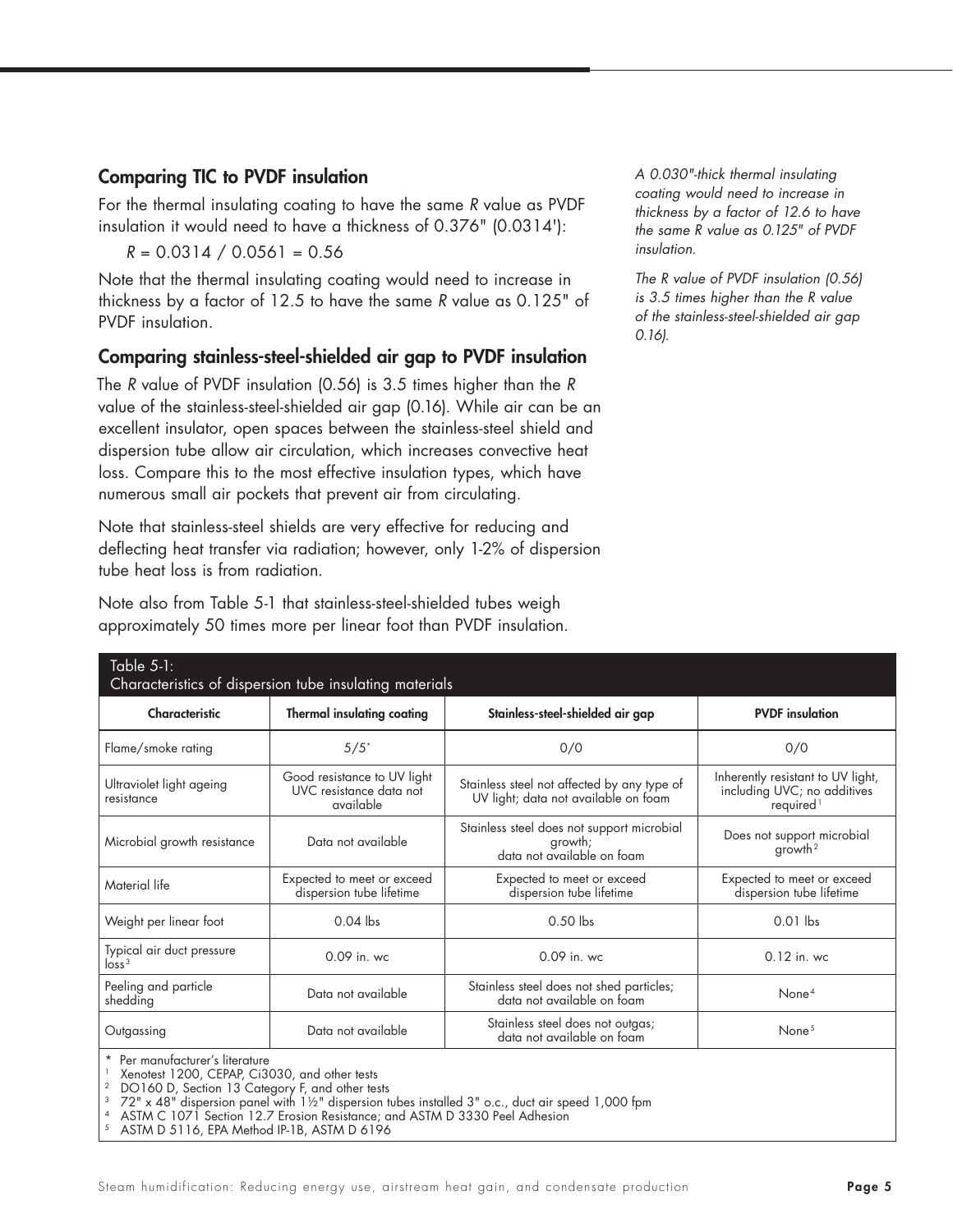## Comparing TIC to PVDF insulation

For the thermal insulating coating to have the same $R$ value as PVDF insulation it would need to have a thickness of 0.376" (0.0314'):

$R = 0.0314 / 0.0561 = 0.56$

Note that the thermal insulating coating would need to increase in thickness by a factor of 12.5 to have the same $R$ value as 0.125" of PVDF insulation.

## Comparing stainless-steel-shielded air gap to PVDF insulation

The $R$ value of PVDF insulation (0.56) is 3.5 times higher than the $R$ value of the stainless-steel-shielded air gap (0.16). While air can be an excellent insulator, open spaces between the stainless-steel shield and dispersion tube allow air circulation, which increases convective heat loss. Compare this to the most effective insulation types, which have numerous small air pockets that prevent air from circulating.

Note that stainless-steel shields are very effective for reducing and deflecting heat transfer via radiation; however, only 1-2% of dispersion tube heat loss is from radiation.

Note also from Table 5-1 that stainless-steel-shielded tubes weigh approximately 50 times more per linear foot than PVDF insulation.

*A 0.030"-thick thermal insulating coating would need to increase in thickness by a factor of 12.6 to have the same R value as 0.125" of PVDF insulation.*

*The R value of PVDF insulation (0.56) is 3.5 times higher than the R value of the stainless-steel-shielded air gap 0.16).*

Table 5-1:
Characteristics of dispersion tube insulating materials

| Characteristic | Thermal insulating coating | Stainless-steel-shielded air gap | PVDF insulation |
|---|---|---|---|
| Flame/smoke rating | 5/5* | 0/0 | 0/0 |
| Ultraviolet light ageing resistance | Good resistance to UV light UVC resistance data not available | Stainless steel not affected by any type of UV light; data not available on foam | Inherently resistant to UV light, including UVC; no additives required[1] |
| Microbial growth resistance | Data not available | Stainless steel does not support microbial growth; data not available on foam | Does not support microbial growth[2] |
| Material life | Expected to meet or exceed dispersion tube lifetime | Expected to meet or exceed dispersion tube lifetime | Expected to meet or exceed dispersion tube lifetime |
| Weight per linear foot | 0.04 lbs | 0.50 lbs | 0.01 lbs |
| Typical air duct pressure loss[3] | 0.09 in. wc | 0.09 in. wc | 0.12 in. wc |
| Peeling and particle shedding | Data not available | Stainless steel does not shed particles; data not available on foam | None[4] |
| Outgassing | Data not available | Stainless steel does not outgas; data not available on foam | None[5] |

\* Per manufacturer's literature
[1] Xenotest 1200, CEPAP, Ci3030, and other tests
[2] DO160 D, Section 13 Category F, and other tests
[3] 72" x 48" dispersion panel with 1½" dispersion tubes installed 3" o.c., duct air speed 1,000 fpm
[4] ASTM C 1071 Section 12.7 Erosion Resistance; and ASTM D 3330 Peel Adhesion
[5] ASTM D 5116, EPA Method IP-1B, ASTM D 6196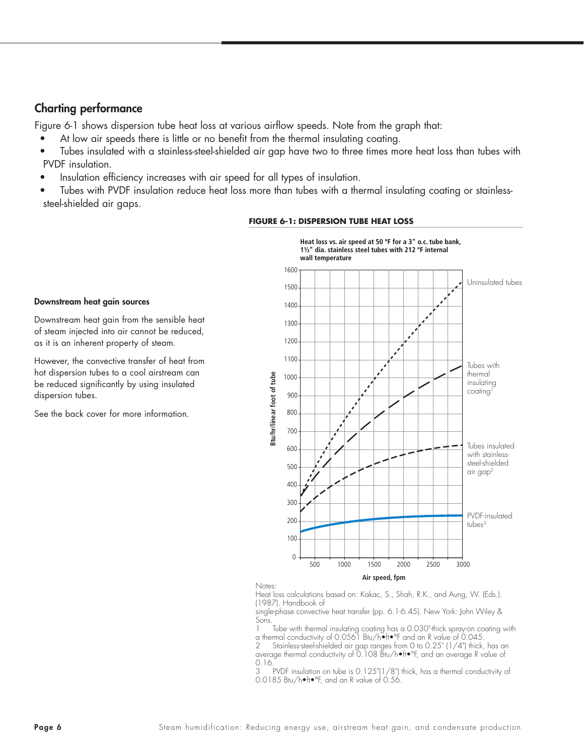## Charting performance

Figure 6-1 shows dispersion tube heat loss at various airflow speeds. Note from the graph that:

- At low air speeds there is little or no benefit from the thermal insulating coating.
- Tubes insulated with a stainless-steel-shielded air gap have two to three times more heat loss than tubes with PVDF insulation.
- Insulation efficiency increases with air speed for all types of insulation.
- Tubes with PVDF insulation reduce heat loss more than tubes with a thermal insulating coating or stainless-steel-shielded air gaps.

### Downstream heat gain sources

Downstream heat gain from the sensible heat of steam injected into air cannot be reduced, as it is an inherent property of steam.

However, the convective transfer of heat from hot dispersion tubes to a cool airstream can be reduced significantly by using insulated dispersion tubes.

See the back cover for more information.

**FIGURE 6-1: DISPERSION TUBE HEAT LOSS**

**Heat loss vs. air speed at 50 °F for a 3" o.c. tube bank, 1½" dia. stainless steel tubes with 212 °F internal wall temperature**

Notes:

Heat loss calculations based on: Kakac, S., Shah, R.K., and Aung, W. (Eds.). (1987). Handbook of single-phase convective heat transfer (pp. 6.1-6.45). New York: John Wiley & Sons.

1 Tube with thermal insulating coating has a 0.030"-thick spray-on coating with a thermal conductivity of 0.0561 Btu/h•ft•°F and an R value of 0.045.

2 Stainless-steel-shielded air gap ranges from 0 to 0.25" (1/4") thick, has an average thermal conductivity of 0.108 Btu/h•ft•°F, and an average R value of 0.16.

3 PVDF insulation on tube is 0.125"(1/8") thick, has a thermal conductivity of 0.0185 Btu/h•ft•°F, and an R value of 0.56.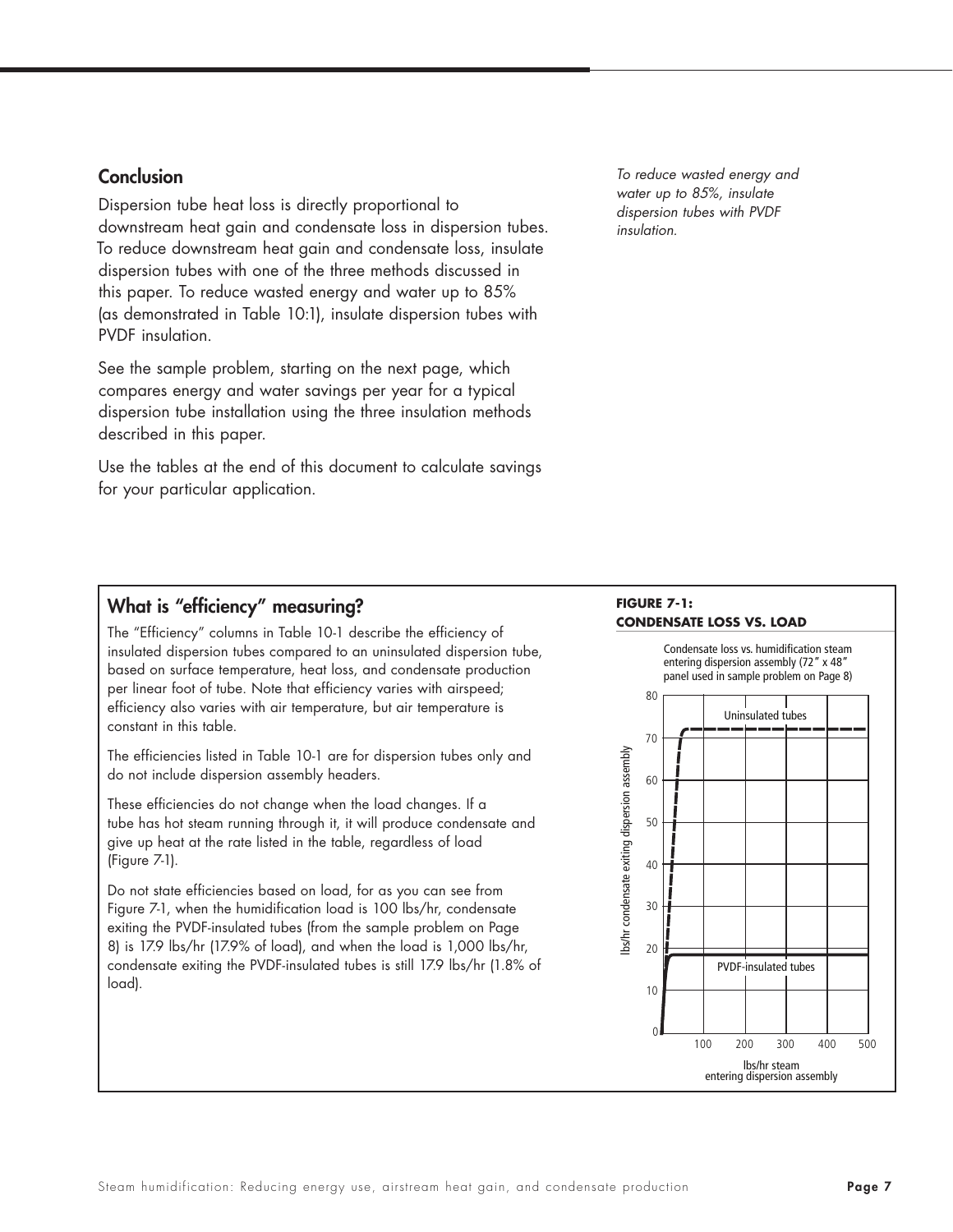## Conclusion

Dispersion tube heat loss is directly proportional to downstream heat gain and condensate loss in dispersion tubes. To reduce downstream heat gain and condensate loss, insulate dispersion tubes with one of the three methods discussed in this paper. To reduce wasted energy and water up to 85% (as demonstrated in Table 10:1), insulate dispersion tubes with PVDF insulation.

See the sample problem, starting on the next page, which compares energy and water savings per year for a typical dispersion tube installation using the three insulation methods described in this paper.

Use the tables at the end of this document to calculate savings for your particular application.

*To reduce wasted energy and water up to 85%, insulate dispersion tubes with PVDF insulation.*

### What is "efficiency" measuring?

The "Efficiency" columns in Table 10-1 describe the efficiency of insulated dispersion tubes compared to an uninsulated dispersion tube, based on surface temperature, heat loss, and condensate production per linear foot of tube. Note that efficiency varies with airspeed; efficiency also varies with air temperature, but air temperature is constant in this table.

The efficiencies listed in Table 10-1 are for dispersion tubes only and do not include dispersion assembly headers.

These efficiencies do not change when the load changes. If a tube has hot steam running through it, it will produce condensate and give up heat at the rate listed in the table, regardless of load (Figure 7-1).

Do not state efficiencies based on load, for as you can see from Figure 7-1, when the humidification load is 100 lbs/hr, condensate exiting the PVDF-insulated tubes (from the sample problem on Page 8) is 17.9 lbs/hr (17.9% of load), and when the load is 1,000 lbs/hr, condensate exiting the PVDF-insulated tubes is still 17.9 lbs/hr (1.8% of load).

**FIGURE 7-1: CONDENSATE LOSS VS. LOAD**

Condensate loss vs. humidification steam entering dispersion assembly (72" x 48" panel used in sample problem on Page 8)

Y-axis: lbs/hr condensate exiting dispersion assembly (0–80)

X-axis: lbs/hr steam entering dispersion assembly (100–500)

Uninsulated tubes: approximately 72 lbs/hr

PVDF-insulated tubes: approximately 18 lbs/hr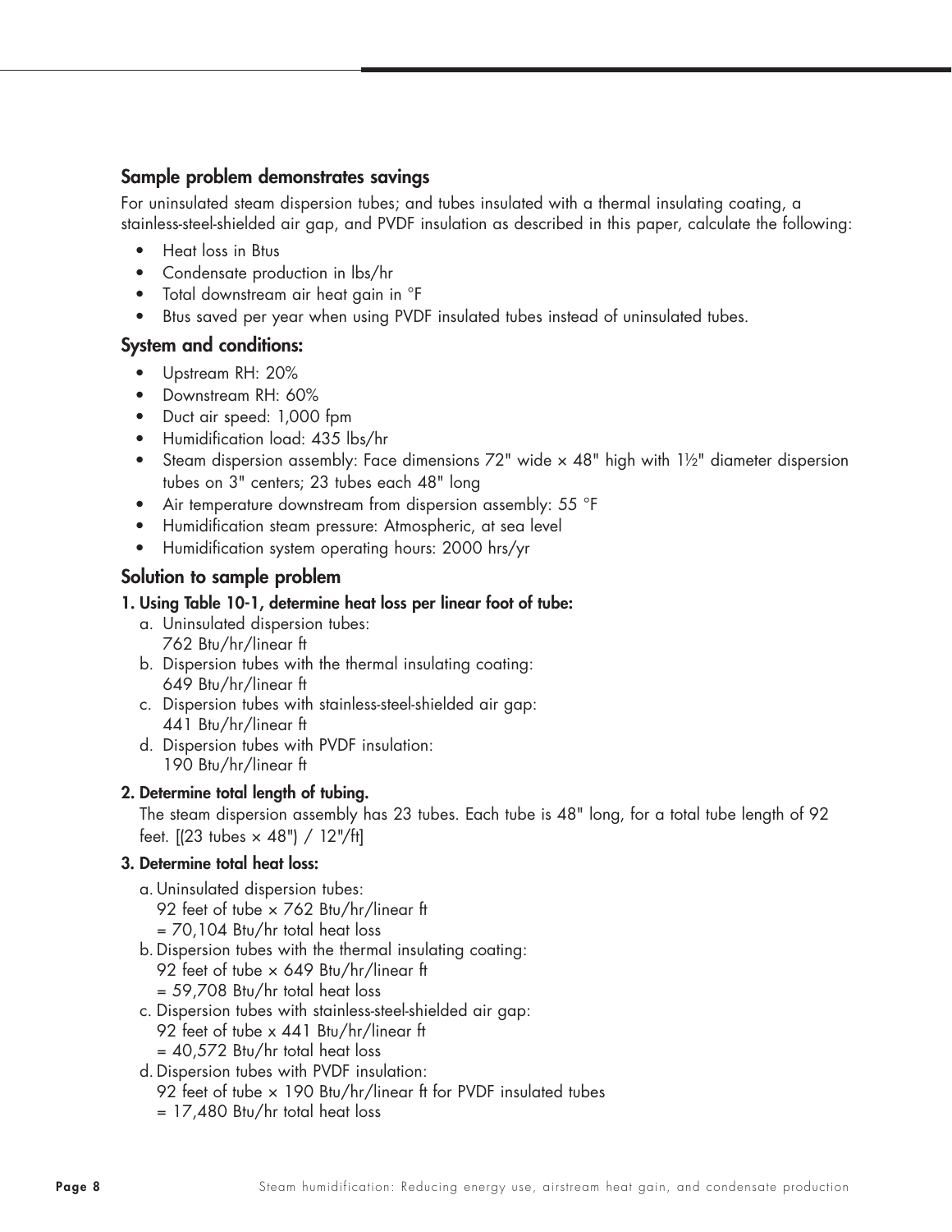## Sample problem demonstrates savings

For uninsulated steam dispersion tubes; and tubes insulated with a thermal insulating coating, a stainless-steel-shielded air gap, and PVDF insulation as described in this paper, calculate the following:

- Heat loss in Btus
- Condensate production in lbs/hr
- Total downstream air heat gain in °F
- Btus saved per year when using PVDF insulated tubes instead of uninsulated tubes.

## System and conditions:

- Upstream RH: 20%
- Downstream RH: 60%
- Duct air speed: 1,000 fpm
- Humidification load: 435 lbs/hr
- Steam dispersion assembly: Face dimensions 72" wide × 48" high with 1½" diameter dispersion tubes on 3" centers; 23 tubes each 48" long
- Air temperature downstream from dispersion assembly: 55 °F
- Humidification steam pressure: Atmospheric, at sea level
- Humidification system operating hours: 2000 hrs/yr

## Solution to sample problem

**1. Using Table 10-1, determine heat loss per linear foot of tube:**

a. Uninsulated dispersion tubes:
   762 Btu/hr/linear ft

b. Dispersion tubes with the thermal insulating coating:
   649 Btu/hr/linear ft

c. Dispersion tubes with stainless-steel-shielded air gap:
   441 Btu/hr/linear ft

d. Dispersion tubes with PVDF insulation:
   190 Btu/hr/linear ft

**2. Determine total length of tubing.**

The steam dispersion assembly has 23 tubes. Each tube is 48" long, for a total tube length of 92 feet. [(23 tubes × 48") / 12"/ft]

**3. Determine total heat loss:**

a. Uninsulated dispersion tubes:
   92 feet of tube × 762 Btu/hr/linear ft
   = 70,104 Btu/hr total heat loss

b. Dispersion tubes with the thermal insulating coating:
   92 feet of tube × 649 Btu/hr/linear ft
   = 59,708 Btu/hr total heat loss

c. Dispersion tubes with stainless-steel-shielded air gap:
   92 feet of tube x 441 Btu/hr/linear ft
   = 40,572 Btu/hr total heat loss

d. Dispersion tubes with PVDF insulation:
   92 feet of tube × 190 Btu/hr/linear ft for PVDF insulated tubes
   = 17,480 Btu/hr total heat loss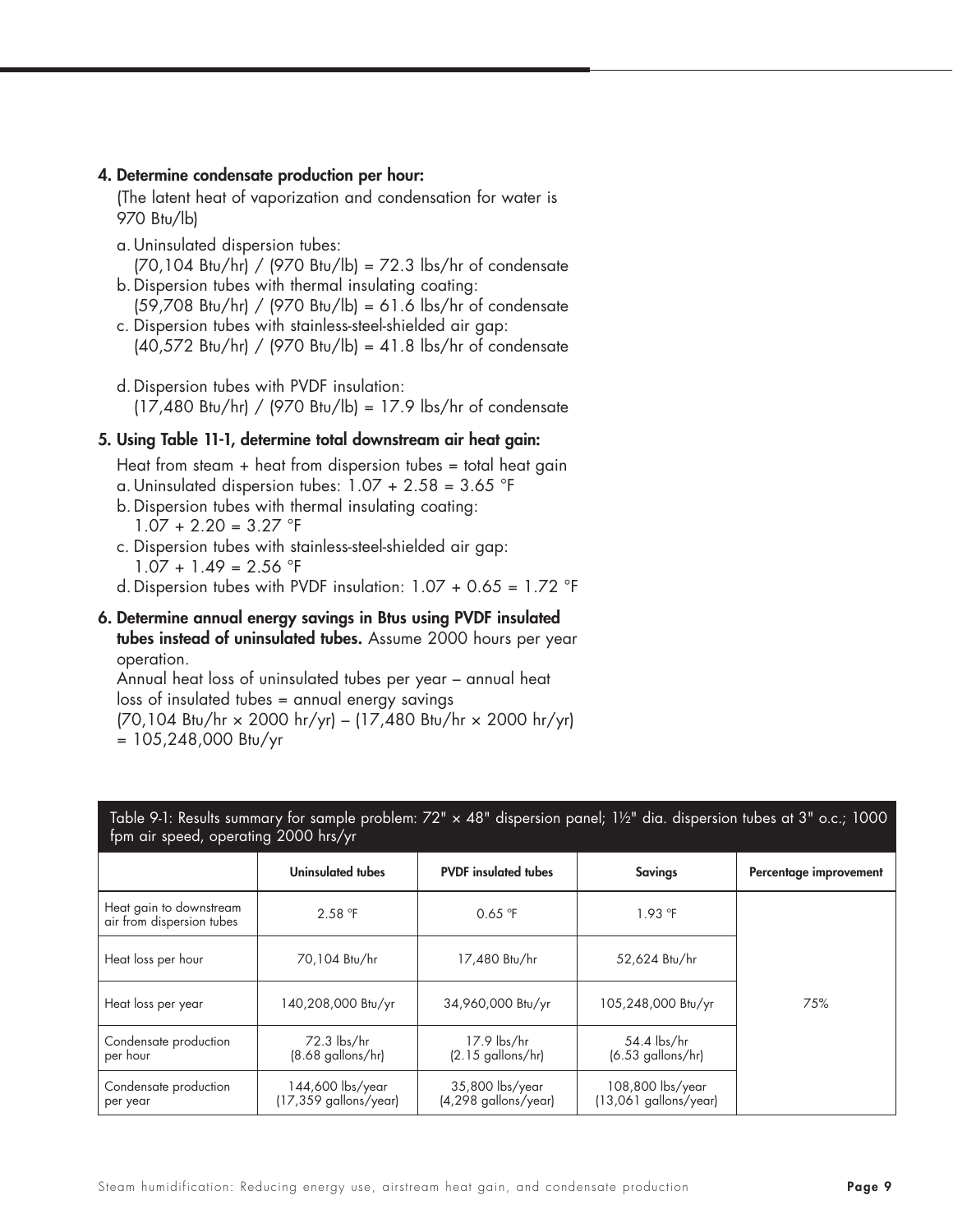**4. Determine condensate production per hour:**

(The latent heat of vaporization and condensation for water is 970 Btu/lb)

a. Uninsulated dispersion tubes:
   (70,104 Btu/hr) / (970 Btu/lb) = 72.3 lbs/hr of condensate

b. Dispersion tubes with thermal insulating coating:
   (59,708 Btu/hr) / (970 Btu/lb) = 61.6 lbs/hr of condensate

c. Dispersion tubes with stainless-steel-shielded air gap:
   (40,572 Btu/hr) / (970 Btu/lb) = 41.8 lbs/hr of condensate

d. Dispersion tubes with PVDF insulation:
   (17,480 Btu/hr) / (970 Btu/lb) = 17.9 lbs/hr of condensate

**5. Using Table 11-1, determine total downstream air heat gain:**

Heat from steam + heat from dispersion tubes = total heat gain

a. Uninsulated dispersion tubes: 1.07 + 2.58 = 3.65 °F

b. Dispersion tubes with thermal insulating coating:
   1.07 + 2.20 = 3.27 °F

c. Dispersion tubes with stainless-steel-shielded air gap:
   1.07 + 1.49 = 2.56 °F

d. Dispersion tubes with PVDF insulation: 1.07 + 0.65 = 1.72 °F

**6. Determine annual energy savings in Btus using PVDF insulated tubes instead of uninsulated tubes.** Assume 2000 hours per year operation.

Annual heat loss of uninsulated tubes per year – annual heat loss of insulated tubes = annual energy savings

(70,104 Btu/hr × 2000 hr/yr) – (17,480 Btu/hr × 2000 hr/yr)
= 105,248,000 Btu/yr

Table 9-1: Results summary for sample problem: 72" × 48" dispersion panel; 1½" dia. dispersion tubes at 3" o.c.; 1000 fpm air speed, operating 2000 hrs/yr

| | Uninsulated tubes | PVDF insulated tubes | Savings | Percentage improvement |
|---|---|---|---|---|
| Heat gain to downstream air from dispersion tubes | 2.58 °F | 0.65 °F | 1.93 °F | 75% |
| Heat loss per hour | 70,104 Btu/hr | 17,480 Btu/hr | 52,624 Btu/hr | |
| Heat loss per year | 140,208,000 Btu/yr | 34,960,000 Btu/yr | 105,248,000 Btu/yr | |
| Condensate production per hour | 72.3 lbs/hr (8.68 gallons/hr) | 17.9 lbs/hr (2.15 gallons/hr) | 54.4 lbs/hr (6.53 gallons/hr) | |
| Condensate production per year | 144,600 lbs/year (17,359 gallons/year) | 35,800 lbs/year (4,298 gallons/year) | 108,800 lbs/year (13,061 gallons/year) | |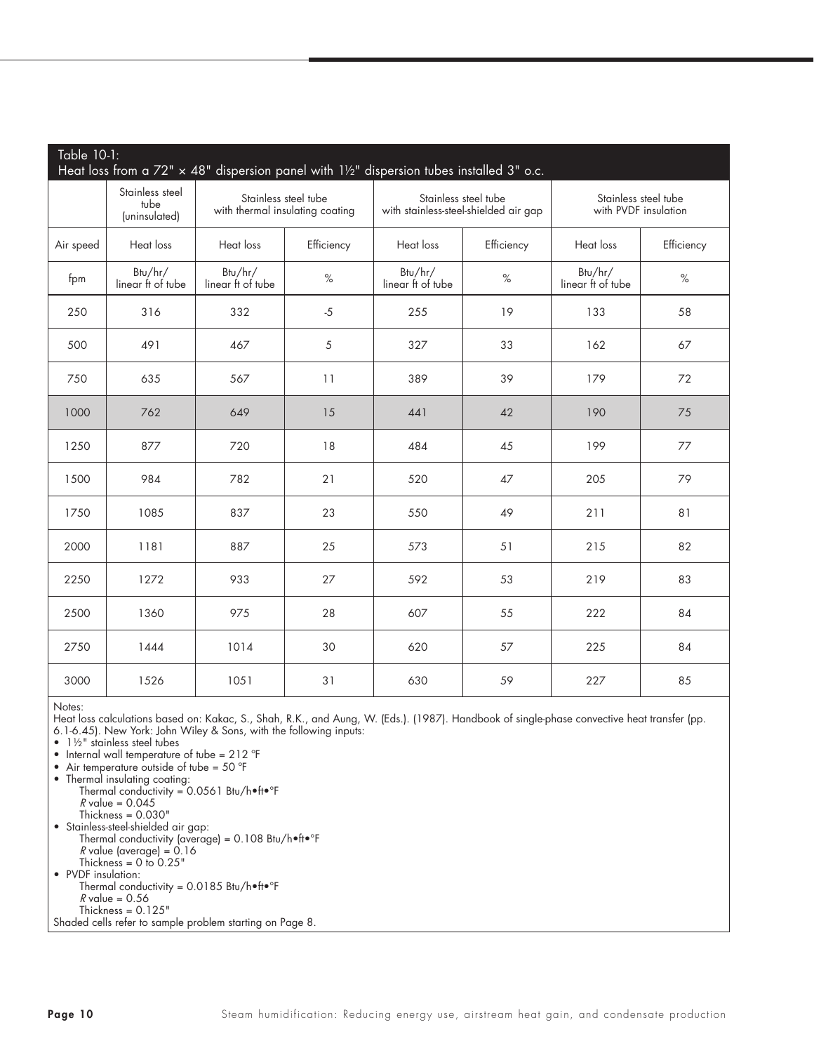Table 10-1:
Heat loss from a 72" × 48" dispersion panel with 1½" dispersion tubes installed 3" o.c.

| | Stainless steel tube (uninsulated) | Stainless steel tube with thermal insulating coating | | Stainless steel tube with stainless-steel-shielded air gap | | Stainless steel tube with PVDF insulation | |
|---|---|---|---|---|---|---|---|
| Air speed | Heat loss | Heat loss | Efficiency | Heat loss | Efficiency | Heat loss | Efficiency |
| fpm | Btu/hr/ linear ft of tube | Btu/hr/ linear ft of tube | % | Btu/hr/ linear ft of tube | % | Btu/hr/ linear ft of tube | % |
| 250 | 316 | 332 | -5 | 255 | 19 | 133 | 58 |
| 500 | 491 | 467 | 5 | 327 | 33 | 162 | 67 |
| 750 | 635 | 567 | 11 | 389 | 39 | 179 | 72 |
| 1000 | 762 | 649 | 15 | 441 | 42 | 190 | 75 |
| 1250 | 877 | 720 | 18 | 484 | 45 | 199 | 77 |
| 1500 | 984 | 782 | 21 | 520 | 47 | 205 | 79 |
| 1750 | 1085 | 837 | 23 | 550 | 49 | 211 | 81 |
| 2000 | 1181 | 887 | 25 | 573 | 51 | 215 | 82 |
| 2250 | 1272 | 933 | 27 | 592 | 53 | 219 | 83 |
| 2500 | 1360 | 975 | 28 | 607 | 55 | 222 | 84 |
| 2750 | 1444 | 1014 | 30 | 620 | 57 | 225 | 84 |
| 3000 | 1526 | 1051 | 31 | 630 | 59 | 227 | 85 |

Notes:
Heat loss calculations based on: Kakac, S., Shah, R.K., and Aung, W. (Eds.). (1987). Handbook of single-phase convective heat transfer (pp. 6.1-6.45). New York: John Wiley & Sons, with the following inputs:

- 1½" stainless steel tubes
- Internal wall temperature of tube = 212 °F
- Air temperature outside of tube = 50 °F
- Thermal insulating coating:
  - Thermal conductivity = 0.0561 Btu/h•ft•°F
  - *R* value = 0.045
  - Thickness = 0.030"
- Stainless-steel-shielded air gap:
  - Thermal conductivity (average) = 0.108 Btu/h•ft•°F
  - *R* value (average) = 0.16
  - Thickness = 0 to 0.25"
- PVDF insulation:
  - Thermal conductivity = 0.0185 Btu/h•ft•°F
  - *R* value = 0.56
  - Thickness = 0.125"

Shaded cells refer to sample problem starting on Page 8.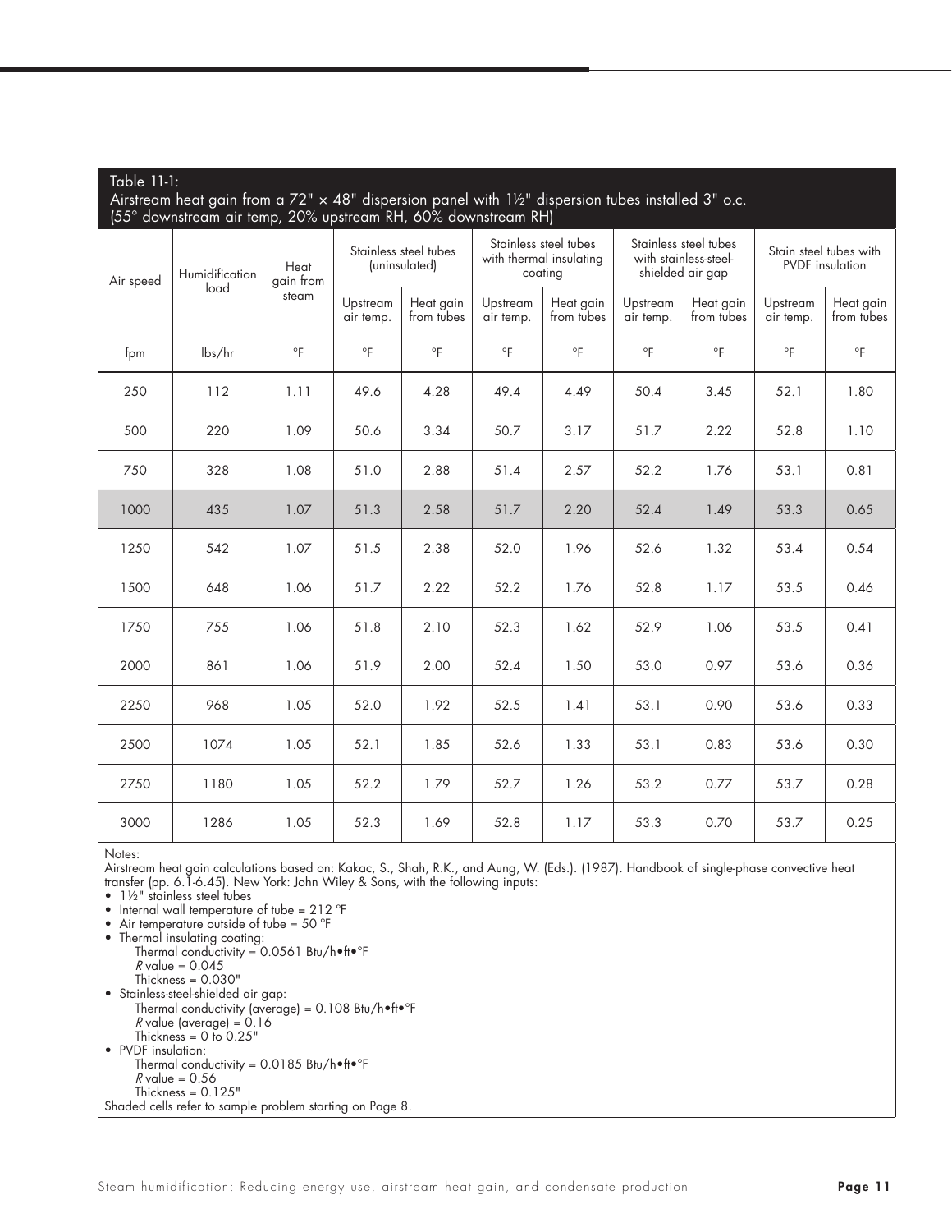Table 11-1:
Airstream heat gain from a 72" × 48" dispersion panel with 1½" dispersion tubes installed 3" o.c.
(55° downstream air temp, 20% upstream RH, 60% downstream RH)

| Air speed | Humidification load | Heat gain from steam | Stainless steel tubes (uninsulated) | | Stainless steel tubes with thermal insulating coating | | Stainless steel tubes with stainless-steel-shielded air gap | | Stain steel tubes with PVDF insulation | |
|---|---|---|---|---|---|---|---|---|---|---|
| | | | Upstream air temp. | Heat gain from tubes | Upstream air temp. | Heat gain from tubes | Upstream air temp. | Heat gain from tubes | Upstream air temp. | Heat gain from tubes |
| fpm | lbs/hr | °F | °F | °F | °F | °F | °F | °F | °F | °F |
| 250 | 112 | 1.11 | 49.6 | 4.28 | 49.4 | 4.49 | 50.4 | 3.45 | 52.1 | 1.80 |
| 500 | 220 | 1.09 | 50.6 | 3.34 | 50.7 | 3.17 | 51.7 | 2.22 | 52.8 | 1.10 |
| 750 | 328 | 1.08 | 51.0 | 2.88 | 51.4 | 2.57 | 52.2 | 1.76 | 53.1 | 0.81 |
| 1000 | 435 | 1.07 | 51.3 | 2.58 | 51.7 | 2.20 | 52.4 | 1.49 | 53.3 | 0.65 |
| 1250 | 542 | 1.07 | 51.5 | 2.38 | 52.0 | 1.96 | 52.6 | 1.32 | 53.4 | 0.54 |
| 1500 | 648 | 1.06 | 51.7 | 2.22 | 52.2 | 1.76 | 52.8 | 1.17 | 53.5 | 0.46 |
| 1750 | 755 | 1.06 | 51.8 | 2.10 | 52.3 | 1.62 | 52.9 | 1.06 | 53.5 | 0.41 |
| 2000 | 861 | 1.06 | 51.9 | 2.00 | 52.4 | 1.50 | 53.0 | 0.97 | 53.6 | 0.36 |
| 2250 | 968 | 1.05 | 52.0 | 1.92 | 52.5 | 1.41 | 53.1 | 0.90 | 53.6 | 0.33 |
| 2500 | 1074 | 1.05 | 52.1 | 1.85 | 52.6 | 1.33 | 53.1 | 0.83 | 53.6 | 0.30 |
| 2750 | 1180 | 1.05 | 52.2 | 1.79 | 52.7 | 1.26 | 53.2 | 0.77 | 53.7 | 0.28 |
| 3000 | 1286 | 1.05 | 52.3 | 1.69 | 52.8 | 1.17 | 53.3 | 0.70 | 53.7 | 0.25 |

Notes:
Airstream heat gain calculations based on: Kakac, S., Shah, R.K., and Aung, W. (Eds.). (1987). Handbook of single-phase convective heat transfer (pp. 6.1-6.45). New York: John Wiley & Sons, with the following inputs:

- 1½" stainless steel tubes
- Internal wall temperature of tube = 212 °F
- Air temperature outside of tube = 50 °F
- Thermal insulating coating:
  - Thermal conductivity = 0.0561 Btu/h•ft•°F
  - *R* value = 0.045
  - Thickness = 0.030"
- Stainless-steel-shielded air gap:
  - Thermal conductivity (average) = 0.108 Btu/h•ft•°F
  - *R* value (average) = 0.16
  - Thickness = 0 to 0.25"
- PVDF insulation:
  - Thermal conductivity = 0.0185 Btu/h•ft•°F
  - *R* value = 0.56
  - Thickness = 0.125"

Shaded cells refer to sample problem starting on Page 8.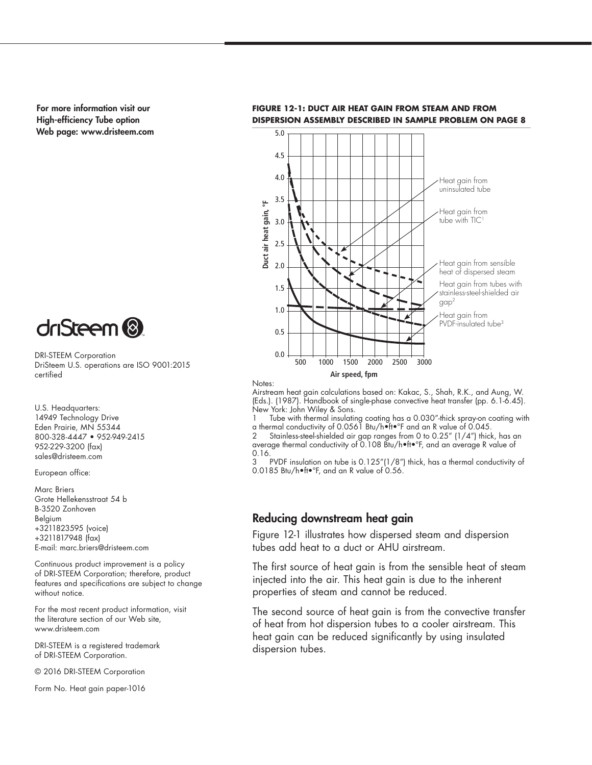For more information visit our High-efficiency Tube option Web page: www.dristeem.com

**FIGURE 12-1: DUCT AIR HEAT GAIN FROM STEAM AND FROM DISPERSION ASSEMBLY DESCRIBED IN SAMPLE PROBLEM ON PAGE 8**

Duct air heat gain, °F

5.0
4.5
4.0
3.5
3.0
2.5
2.0
1.5
1.0
0.5
0.0

500 1000 1500 2000 2500 3000

Air speed, fpm

Heat gain from uninsulated tube

Heat gain from tube with TIC[1]

Heat gain from sensible heat of dispersed steam

Heat gain from tubes with stainless-steel-shielded air gap[2]

Heat gain from PVDF-insulated tube[3]

Notes:
Airstream heat gain calculations based on: Kakac, S., Shah, R.K., and Aung, W. (Eds.). (1987). Handbook of single-phase convective heat transfer (pp. 6.1-6.45). New York: John Wiley & Sons.

1 Tube with thermal insulating coating has a 0.030"-thick spray-on coating with a thermal conductivity of 0.0561 Btu/h•ft•°F and an R value of 0.045.

2 Stainless-steel-shielded air gap ranges from 0 to 0.25" (1/4") thick, has an average thermal conductivity of 0.108 Btu/h•ft•°F, and an average R value of 0.16.

3 PVDF insulation on tube is 0.125"(1/8") thick, has a thermal conductivity of 0.0185 Btu/h•ft•°F, and an R value of 0.56.

## Reducing downstream heat gain

Figure 12-1 illustrates how dispersed steam and dispersion tubes add heat to a duct or AHU airstream.

The first source of heat gain is from the sensible heat of steam injected into the air. This heat gain is due to the inherent properties of steam and cannot be reduced.

The second source of heat gain is from the convective transfer of heat from hot dispersion tubes to a cooler airstream. This heat gain can be reduced significantly by using insulated dispersion tubes.

driSteem

DRI-STEEM Corporation
DriSteem U.S. operations are ISO 9001:2015 certified

U.S. Headquarters:
14949 Technology Drive
Eden Prairie, MN 55344
800-328-4447 • 952-949-2415
952-229-3200 (fax)
sales@dristeem.com

European office:

Marc Briers
Grote Hellekensstraat 54 b
B-3520 Zonhoven
Belgium
+3211823595 (voice)
+3211817948 (fax)
E-mail: marc.briers@dristeem.com

Continuous product improvement is a policy of DRI-STEEM Corporation; therefore, product features and specifications are subject to change without notice.

For the most recent product information, visit the literature section of our Web site, www.dristeem.com

DRI-STEEM is a registered trademark of DRI-STEEM Corporation.

© 2016 DRI-STEEM Corporation

Form No. Heat gain paper-1016